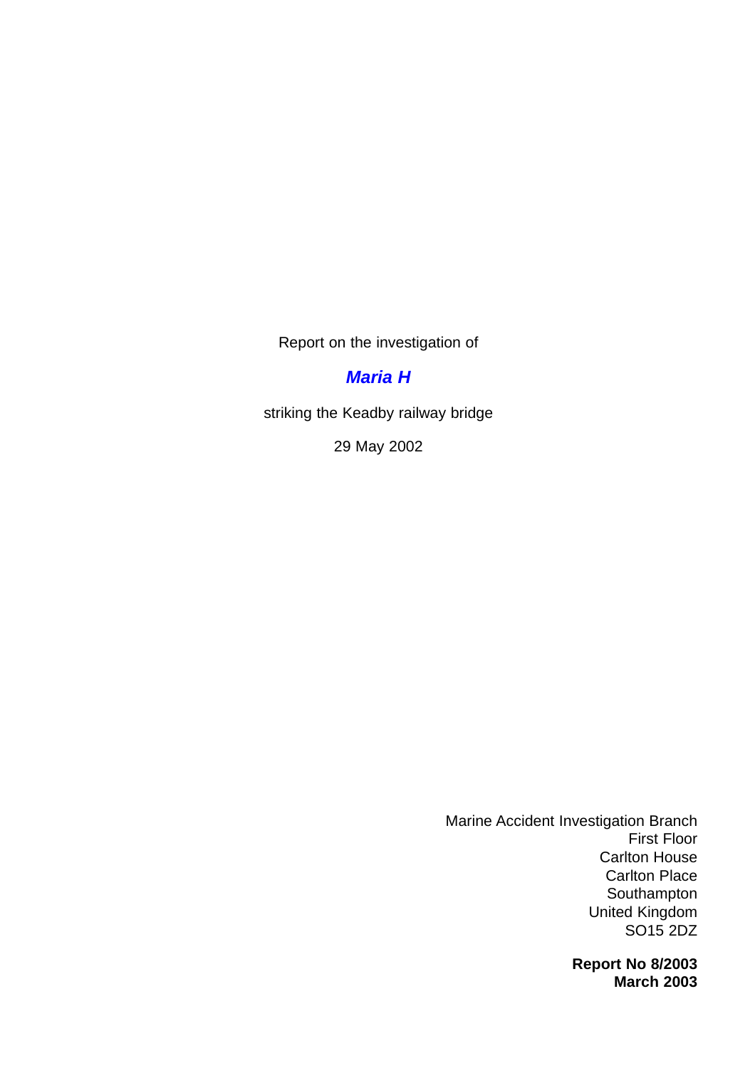Report on the investigation of

# *Maria H*

striking the Keadby railway bridge

29 May 2002

Marine Accident Investigation Branch
First Floor
Carlton House
Carlton Place
Southampton
United Kingdom
SO15 2DZ

**Report No 8/2003**
**March 2003**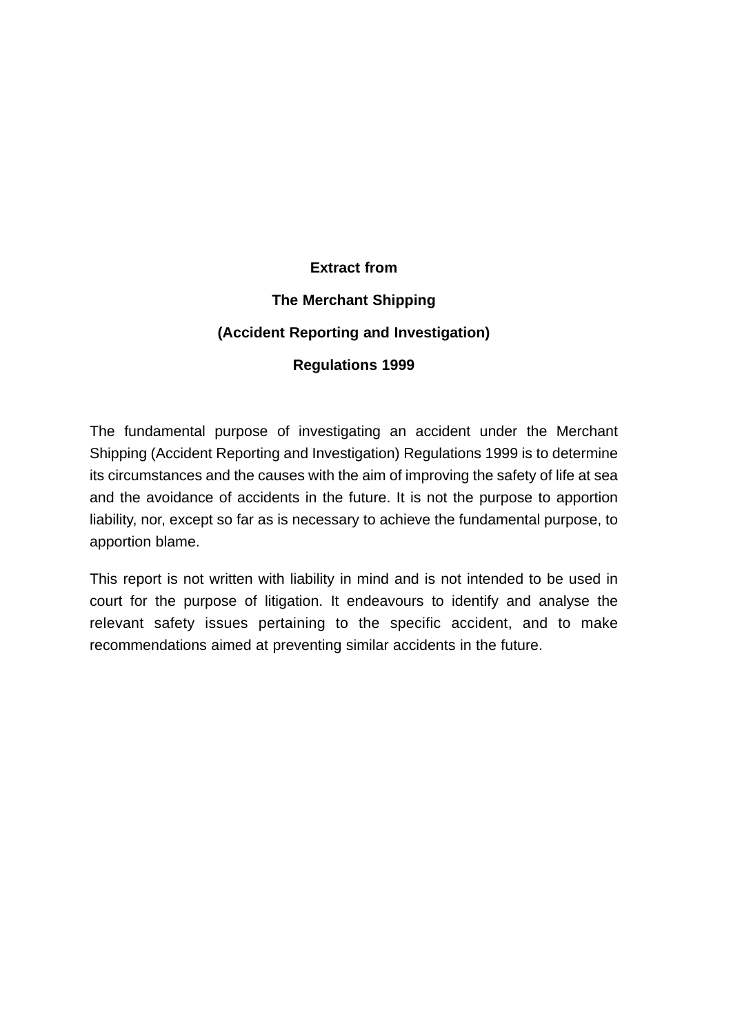**Extract from**

**The Merchant Shipping**

**(Accident Reporting and Investigation)**

**Regulations 1999**

The fundamental purpose of investigating an accident under the Merchant Shipping (Accident Reporting and Investigation) Regulations 1999 is to determine its circumstances and the causes with the aim of improving the safety of life at sea and the avoidance of accidents in the future. It is not the purpose to apportion liability, nor, except so far as is necessary to achieve the fundamental purpose, to apportion blame.

This report is not written with liability in mind and is not intended to be used in court for the purpose of litigation. It endeavours to identify and analyse the relevant safety issues pertaining to the specific accident, and to make recommendations aimed at preventing similar accidents in the future.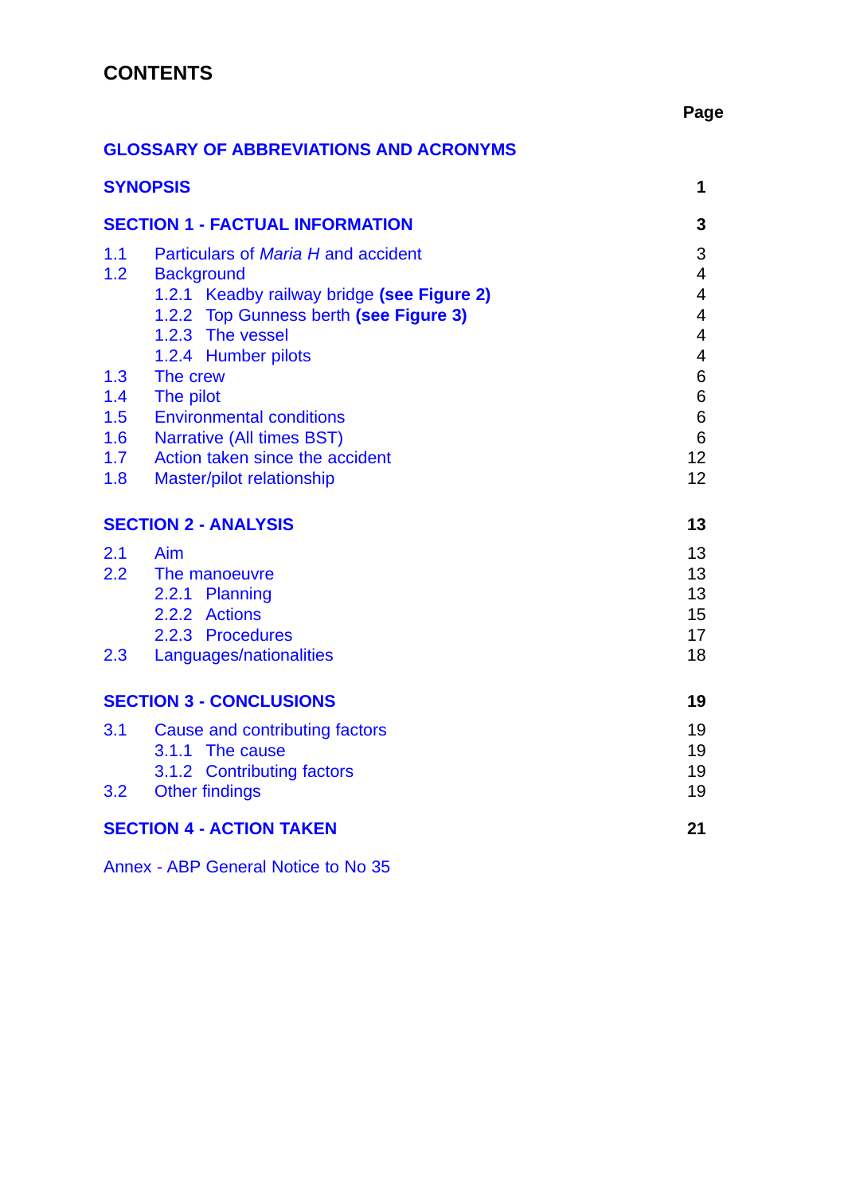# CONTENTS

| | Page |
|---|---|
| **GLOSSARY OF ABBREVIATIONS AND ACRONYMS** | |
| **SYNOPSIS** | **1** |
| **SECTION 1 - FACTUAL INFORMATION** | **3** |
| 1.1 Particulars of *Maria H* and accident | 3 |
| 1.2 Background | 4 |
| 1.2.1 Keadby railway bridge **(see Figure 2)** | 4 |
| 1.2.2 Top Gunness berth **(see Figure 3)** | 4 |
| 1.2.3 The vessel | 4 |
| 1.2.4 Humber pilots | 4 |
| 1.3 The crew | 6 |
| 1.4 The pilot | 6 |
| 1.5 Environmental conditions | 6 |
| 1.6 Narrative (All times BST) | 6 |
| 1.7 Action taken since the accident | 12 |
| 1.8 Master/pilot relationship | 12 |
| **SECTION 2 - ANALYSIS** | **13** |
| 2.1 Aim | 13 |
| 2.2 The manoeuvre | 13 |
| 2.2.1 Planning | 13 |
| 2.2.2 Actions | 15 |
| 2.2.3 Procedures | 17 |
| 2.3 Languages/nationalities | 18 |
| **SECTION 3 - CONCLUSIONS** | **19** |
| 3.1 Cause and contributing factors | 19 |
| 3.1.1 The cause | 19 |
| 3.1.2 Contributing factors | 19 |
| 3.2 Other findings | 19 |
| **SECTION 4 - ACTION TAKEN** | **21** |
| Annex - ABP General Notice to No 35 | |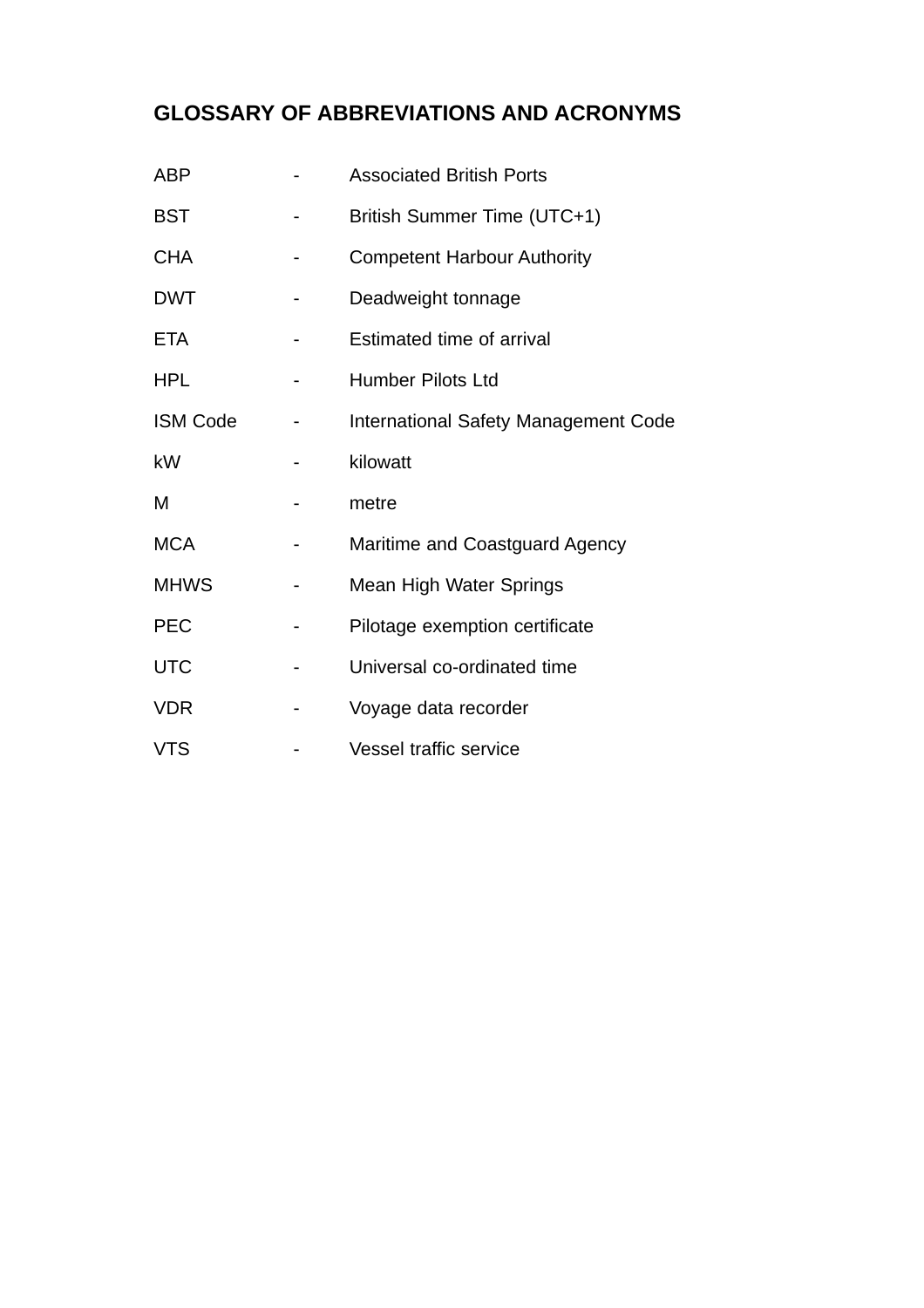## GLOSSARY OF ABBREVIATIONS AND ACRONYMS

| | | |
|---|---|---|
| ABP | - | Associated British Ports |
| BST | - | British Summer Time (UTC+1) |
| CHA | - | Competent Harbour Authority |
| DWT | - | Deadweight tonnage |
| ETA | - | Estimated time of arrival |
| HPL | - | Humber Pilots Ltd |
| ISM Code | - | International Safety Management Code |
| kW | - | kilowatt |
| M | - | metre |
| MCA | - | Maritime and Coastguard Agency |
| MHWS | - | Mean High Water Springs |
| PEC | - | Pilotage exemption certificate |
| UTC | - | Universal co-ordinated time |
| VDR | - | Voyage data recorder |
| VTS | - | Vessel traffic service |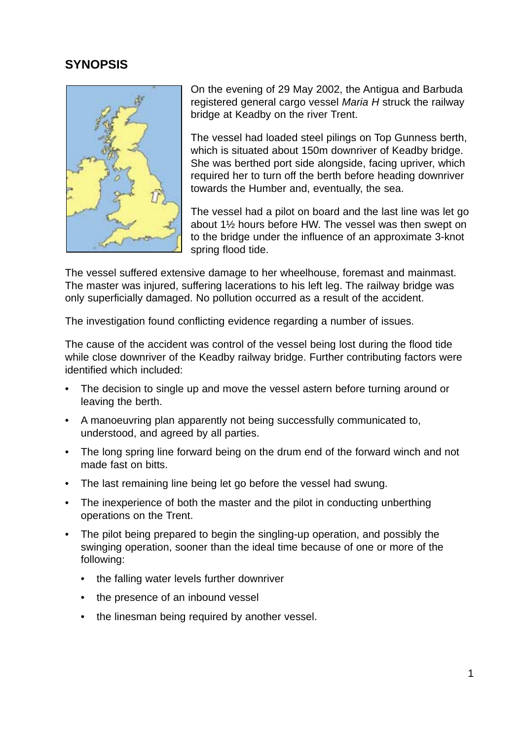## SYNOPSIS

On the evening of 29 May 2002, the Antigua and Barbuda registered general cargo vessel *Maria H* struck the railway bridge at Keadby on the river Trent.

The vessel had loaded steel pilings on Top Gunness berth, which is situated about 150m downriver of Keadby bridge. She was berthed port side alongside, facing upriver, which required her to turn off the berth before heading downriver towards the Humber and, eventually, the sea.

The vessel had a pilot on board and the last line was let go about 1½ hours before HW. The vessel was then swept on to the bridge under the influence of an approximate 3-knot spring flood tide.

The vessel suffered extensive damage to her wheelhouse, foremast and mainmast. The master was injured, suffering lacerations to his left leg. The railway bridge was only superficially damaged. No pollution occurred as a result of the accident.

The investigation found conflicting evidence regarding a number of issues.

The cause of the accident was control of the vessel being lost during the flood tide while close downriver of the Keadby railway bridge. Further contributing factors were identified which included:

- The decision to single up and move the vessel astern before turning around or leaving the berth.
- A manoeuvring plan apparently not being successfully communicated to, understood, and agreed by all parties.
- The long spring line forward being on the drum end of the forward winch and not made fast on bitts.
- The last remaining line being let go before the vessel had swung.
- The inexperience of both the master and the pilot in conducting unberthing operations on the Trent.
- The pilot being prepared to begin the singling-up operation, and possibly the swinging operation, sooner than the ideal time because of one or more of the following:
  - the falling water levels further downriver
  - the presence of an inbound vessel
  - the linesman being required by another vessel.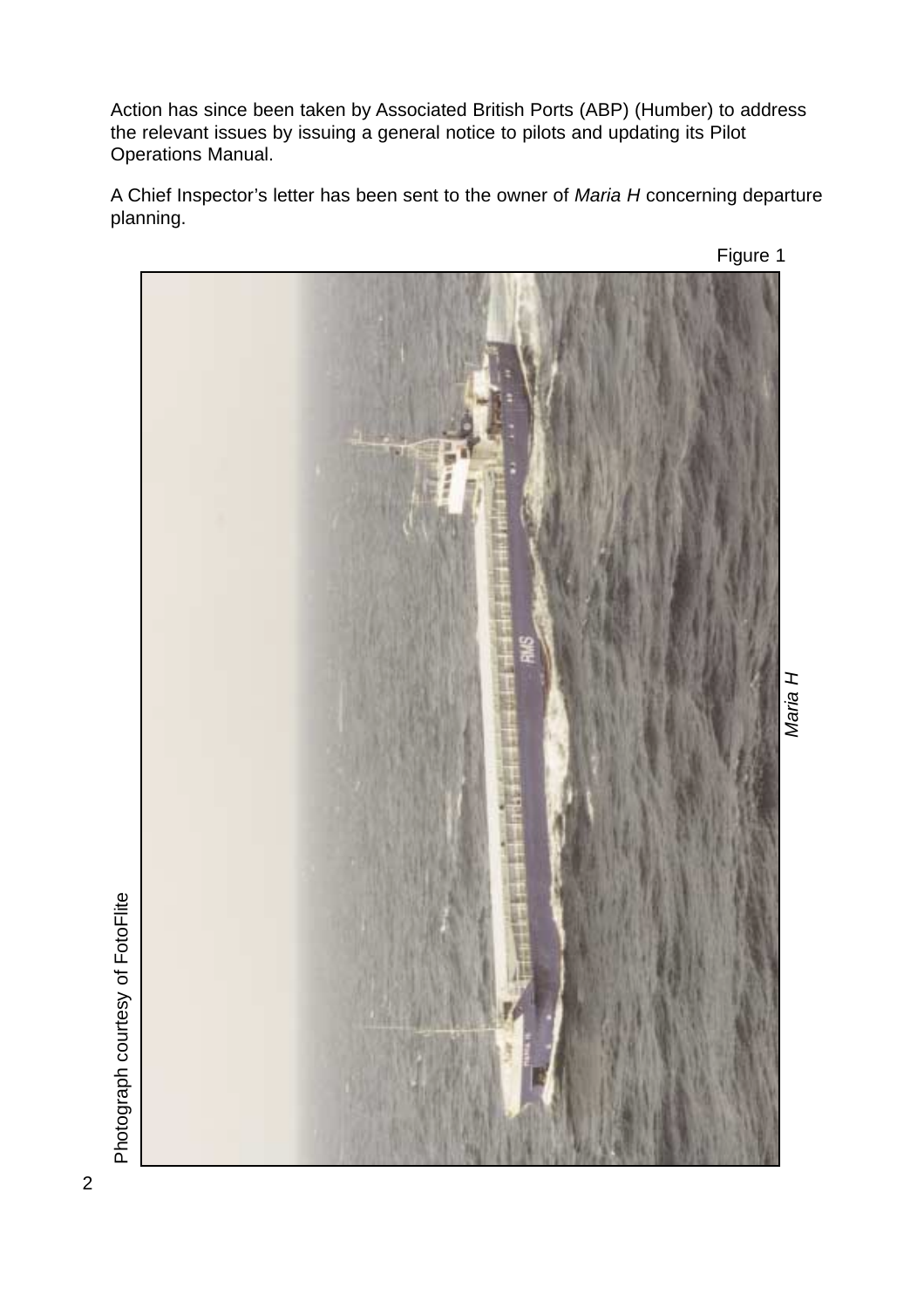Action has since been taken by Associated British Ports (ABP) (Humber) to address the relevant issues by issuing a general notice to pilots and updating its Pilot Operations Manual.

A Chief Inspector's letter has been sent to the owner of *Maria H* concerning departure planning.

Figure 1

*Maria H*

Photograph courtesy of FotoFlite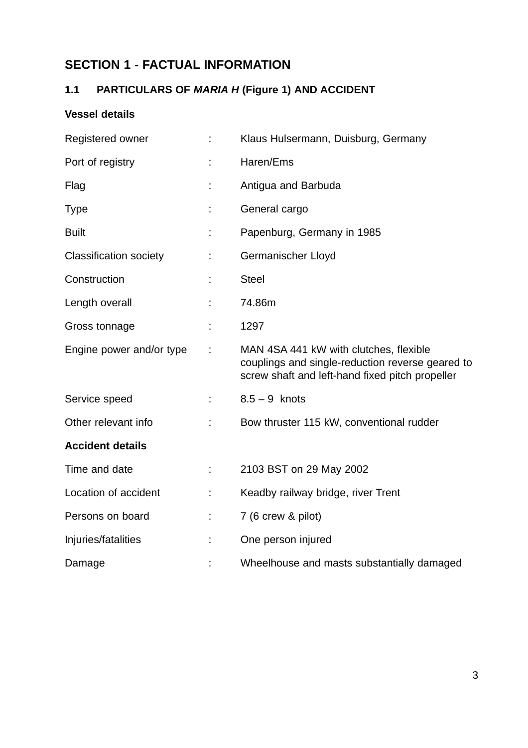# SECTION 1 - FACTUAL INFORMATION

## 1.1 PARTICULARS OF *MARIA H* (Figure 1) AND ACCIDENT

**Vessel details**

| | | |
|---|---|---|
| Registered owner | : | Klaus Hulsermann, Duisburg, Germany |
| Port of registry | : | Haren/Ems |
| Flag | : | Antigua and Barbuda |
| Type | : | General cargo |
| Built | : | Papenburg, Germany in 1985 |
| Classification society | : | Germanischer Lloyd |
| Construction | : | Steel |
| Length overall | : | 74.86m |
| Gross tonnage | : | 1297 |
| Engine power and/or type | : | MAN 4SA 441 kW with clutches, flexible couplings and single-reduction reverse geared to screw shaft and left-hand fixed pitch propeller |
| Service speed | : | 8.5 – 9 knots |
| Other relevant info | : | Bow thruster 115 kW, conventional rudder |

**Accident details**

| | | |
|---|---|---|
| Time and date | : | 2103 BST on 29 May 2002 |
| Location of accident | : | Keadby railway bridge, river Trent |
| Persons on board | : | 7 (6 crew & pilot) |
| Injuries/fatalities | : | One person injured |
| Damage | : | Wheelhouse and masts substantially damaged |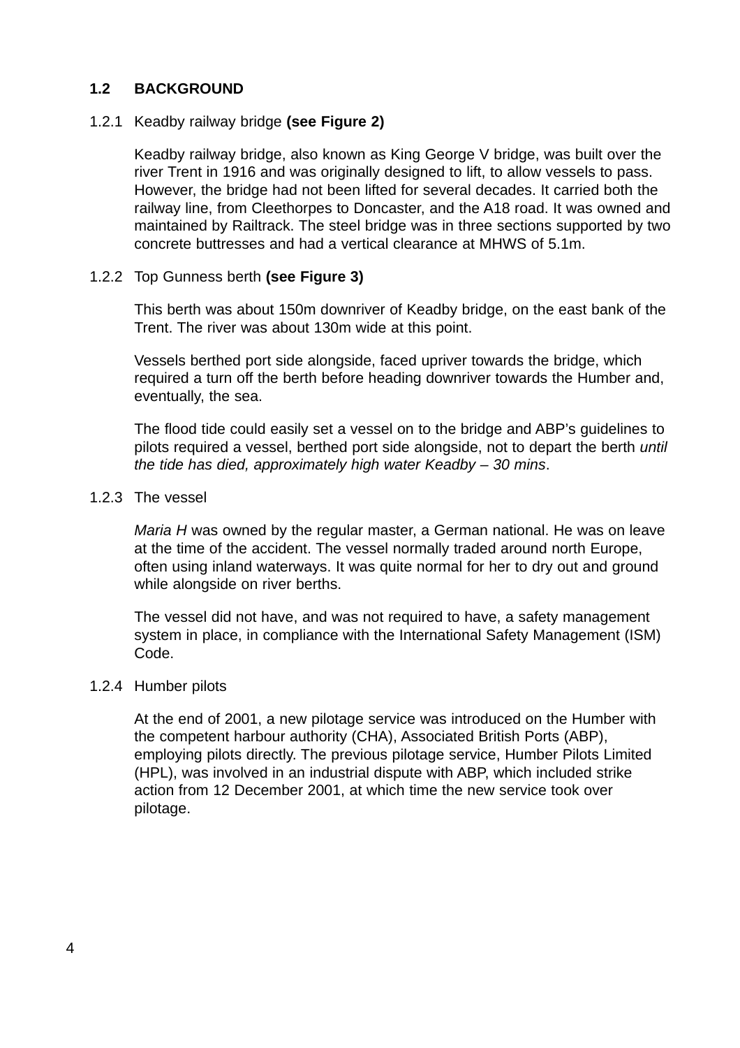## 1.2 BACKGROUND

### 1.2.1 Keadby railway bridge **(see Figure 2)**

Keadby railway bridge, also known as King George V bridge, was built over the river Trent in 1916 and was originally designed to lift, to allow vessels to pass. However, the bridge had not been lifted for several decades. It carried both the railway line, from Cleethorpes to Doncaster, and the A18 road. It was owned and maintained by Railtrack. The steel bridge was in three sections supported by two concrete buttresses and had a vertical clearance at MHWS of 5.1m.

### 1.2.2 Top Gunness berth **(see Figure 3)**

This berth was about 150m downriver of Keadby bridge, on the east bank of the Trent. The river was about 130m wide at this point.

Vessels berthed port side alongside, faced upriver towards the bridge, which required a turn off the berth before heading downriver towards the Humber and, eventually, the sea.

The flood tide could easily set a vessel on to the bridge and ABP's guidelines to pilots required a vessel, berthed port side alongside, not to depart the berth *until the tide has died, approximately high water Keadby – 30 mins*.

### 1.2.3 The vessel

*Maria H* was owned by the regular master, a German national. He was on leave at the time of the accident. The vessel normally traded around north Europe, often using inland waterways. It was quite normal for her to dry out and ground while alongside on river berths.

The vessel did not have, and was not required to have, a safety management system in place, in compliance with the International Safety Management (ISM) Code.

### 1.2.4 Humber pilots

At the end of 2001, a new pilotage service was introduced on the Humber with the competent harbour authority (CHA), Associated British Ports (ABP), employing pilots directly. The previous pilotage service, Humber Pilots Limited (HPL), was involved in an industrial dispute with ABP, which included strike action from 12 December 2001, at which time the new service took over pilotage.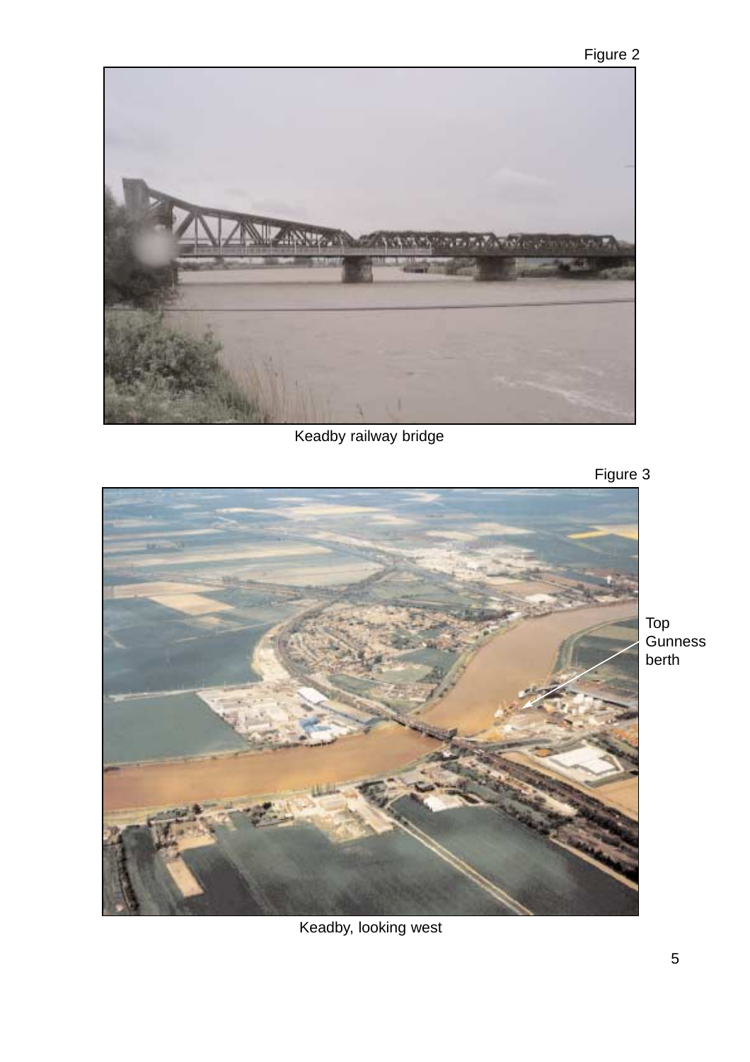Figure 2

Keadby railway bridge

Figure 3

Top Gunness berth

Keadby, looking west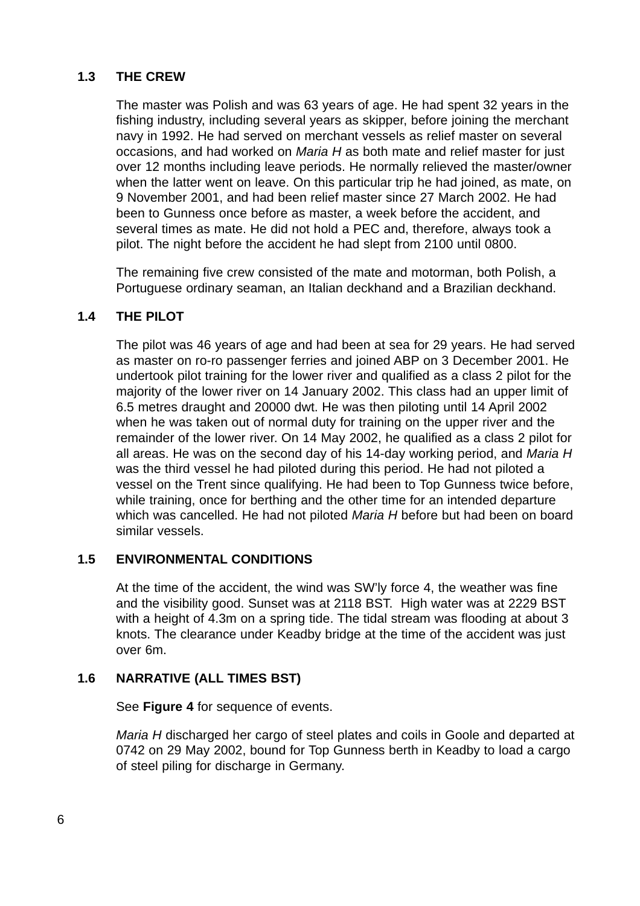## 1.3 THE CREW

The master was Polish and was 63 years of age. He had spent 32 years in the fishing industry, including several years as skipper, before joining the merchant navy in 1992. He had served on merchant vessels as relief master on several occasions, and had worked on *Maria H* as both mate and relief master for just over 12 months including leave periods. He normally relieved the master/owner when the latter went on leave. On this particular trip he had joined, as mate, on 9 November 2001, and had been relief master since 27 March 2002. He had been to Gunness once before as master, a week before the accident, and several times as mate. He did not hold a PEC and, therefore, always took a pilot. The night before the accident he had slept from 2100 until 0800.

The remaining five crew consisted of the mate and motorman, both Polish, a Portuguese ordinary seaman, an Italian deckhand and a Brazilian deckhand.

## 1.4 THE PILOT

The pilot was 46 years of age and had been at sea for 29 years. He had served as master on ro-ro passenger ferries and joined ABP on 3 December 2001. He undertook pilot training for the lower river and qualified as a class 2 pilot for the majority of the lower river on 14 January 2002. This class had an upper limit of 6.5 metres draught and 20000 dwt. He was then piloting until 14 April 2002 when he was taken out of normal duty for training on the upper river and the remainder of the lower river. On 14 May 2002, he qualified as a class 2 pilot for all areas. He was on the second day of his 14-day working period, and *Maria H* was the third vessel he had piloted during this period. He had not piloted a vessel on the Trent since qualifying. He had been to Top Gunness twice before, while training, once for berthing and the other time for an intended departure which was cancelled. He had not piloted *Maria H* before but had been on board similar vessels.

## 1.5 ENVIRONMENTAL CONDITIONS

At the time of the accident, the wind was SW'ly force 4, the weather was fine and the visibility good. Sunset was at 2118 BST. High water was at 2229 BST with a height of 4.3m on a spring tide. The tidal stream was flooding at about 3 knots. The clearance under Keadby bridge at the time of the accident was just over 6m.

## 1.6 NARRATIVE (ALL TIMES BST)

See **Figure 4** for sequence of events.

*Maria H* discharged her cargo of steel plates and coils in Goole and departed at 0742 on 29 May 2002, bound for Top Gunness berth in Keadby to load a cargo of steel piling for discharge in Germany.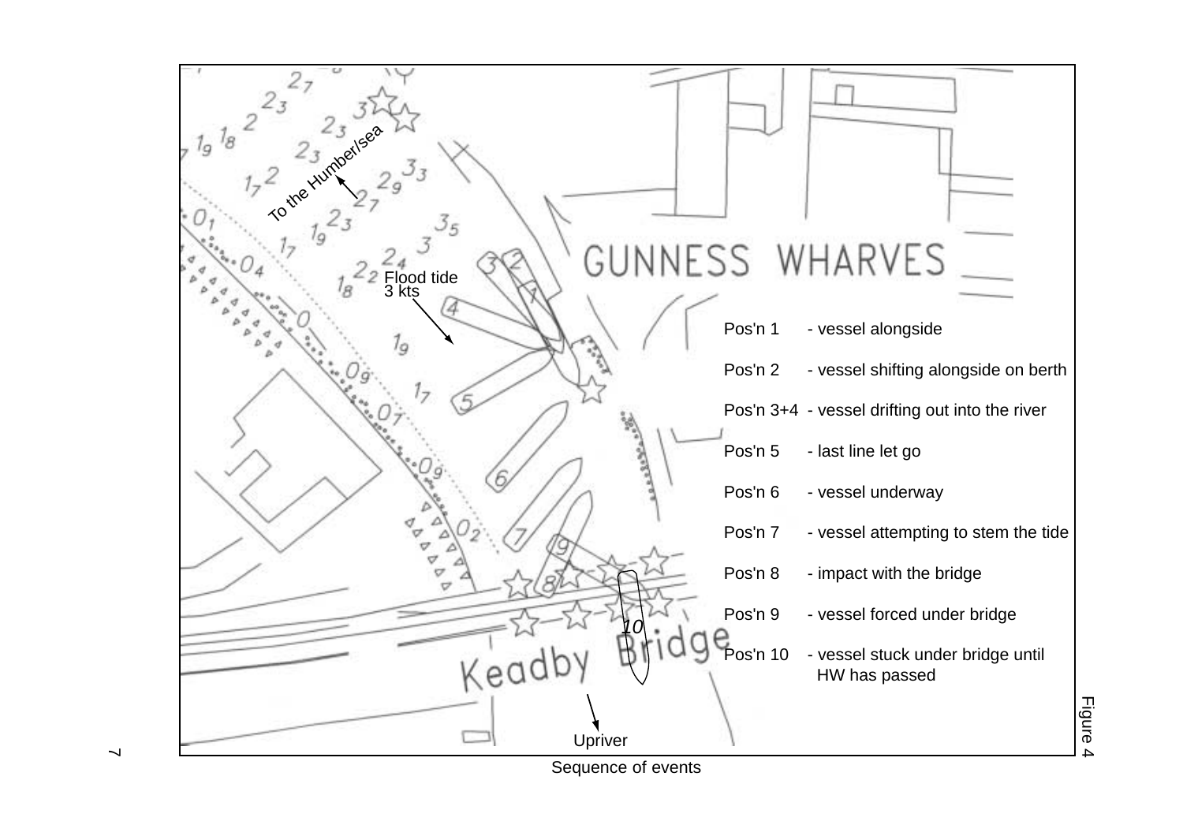To the Humber/sea

GUNNESS WHARVES

Flood tide
3 kts

Pos'n 1 - vessel alongside

Pos'n 2 - vessel shifting alongside on berth

Pos'n 3+4 - vessel drifting out into the river

Pos'n 5 - last line let go

Pos'n 6 - vessel underway

Pos'n 7 - vessel attempting to stem the tide

Pos'n 8 - impact with the bridge

Pos'n 9 - vessel forced under bridge

Pos'n 10 - vessel stuck under bridge until HW has passed

Keadby Bridge

Upriver

Figure 4

Sequence of events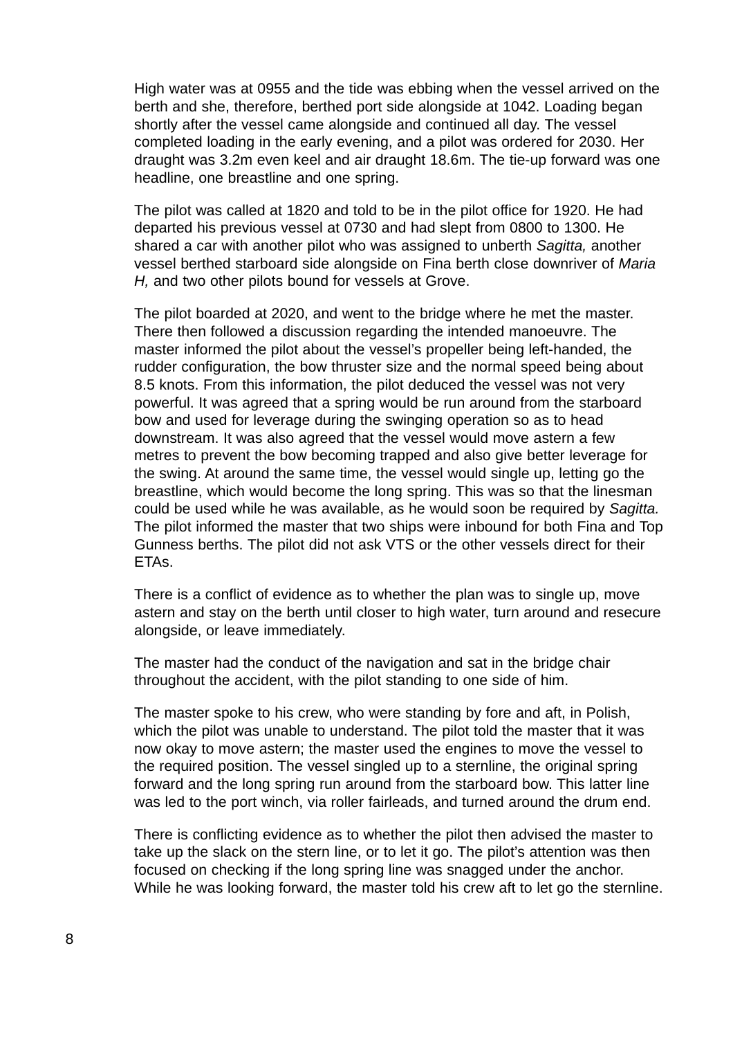High water was at 0955 and the tide was ebbing when the vessel arrived on the berth and she, therefore, berthed port side alongside at 1042. Loading began shortly after the vessel came alongside and continued all day. The vessel completed loading in the early evening, and a pilot was ordered for 2030. Her draught was 3.2m even keel and air draught 18.6m. The tie-up forward was one headline, one breastline and one spring.

The pilot was called at 1820 and told to be in the pilot office for 1920. He had departed his previous vessel at 0730 and had slept from 0800 to 1300. He shared a car with another pilot who was assigned to unberth *Sagitta,* another vessel berthed starboard side alongside on Fina berth close downriver of *Maria H,* and two other pilots bound for vessels at Grove.

The pilot boarded at 2020, and went to the bridge where he met the master. There then followed a discussion regarding the intended manoeuvre. The master informed the pilot about the vessel's propeller being left-handed, the rudder configuration, the bow thruster size and the normal speed being about 8.5 knots. From this information, the pilot deduced the vessel was not very powerful. It was agreed that a spring would be run around from the starboard bow and used for leverage during the swinging operation so as to head downstream. It was also agreed that the vessel would move astern a few metres to prevent the bow becoming trapped and also give better leverage for the swing. At around the same time, the vessel would single up, letting go the breastline, which would become the long spring. This was so that the linesman could be used while he was available, as he would soon be required by *Sagitta.* The pilot informed the master that two ships were inbound for both Fina and Top Gunness berths. The pilot did not ask VTS or the other vessels direct for their ETAs.

There is a conflict of evidence as to whether the plan was to single up, move astern and stay on the berth until closer to high water, turn around and resecure alongside, or leave immediately.

The master had the conduct of the navigation and sat in the bridge chair throughout the accident, with the pilot standing to one side of him.

The master spoke to his crew, who were standing by fore and aft, in Polish, which the pilot was unable to understand. The pilot told the master that it was now okay to move astern; the master used the engines to move the vessel to the required position. The vessel singled up to a sternline, the original spring forward and the long spring run around from the starboard bow. This latter line was led to the port winch, via roller fairleads, and turned around the drum end.

There is conflicting evidence as to whether the pilot then advised the master to take up the slack on the stern line, or to let it go. The pilot's attention was then focused on checking if the long spring line was snagged under the anchor. While he was looking forward, the master told his crew aft to let go the sternline.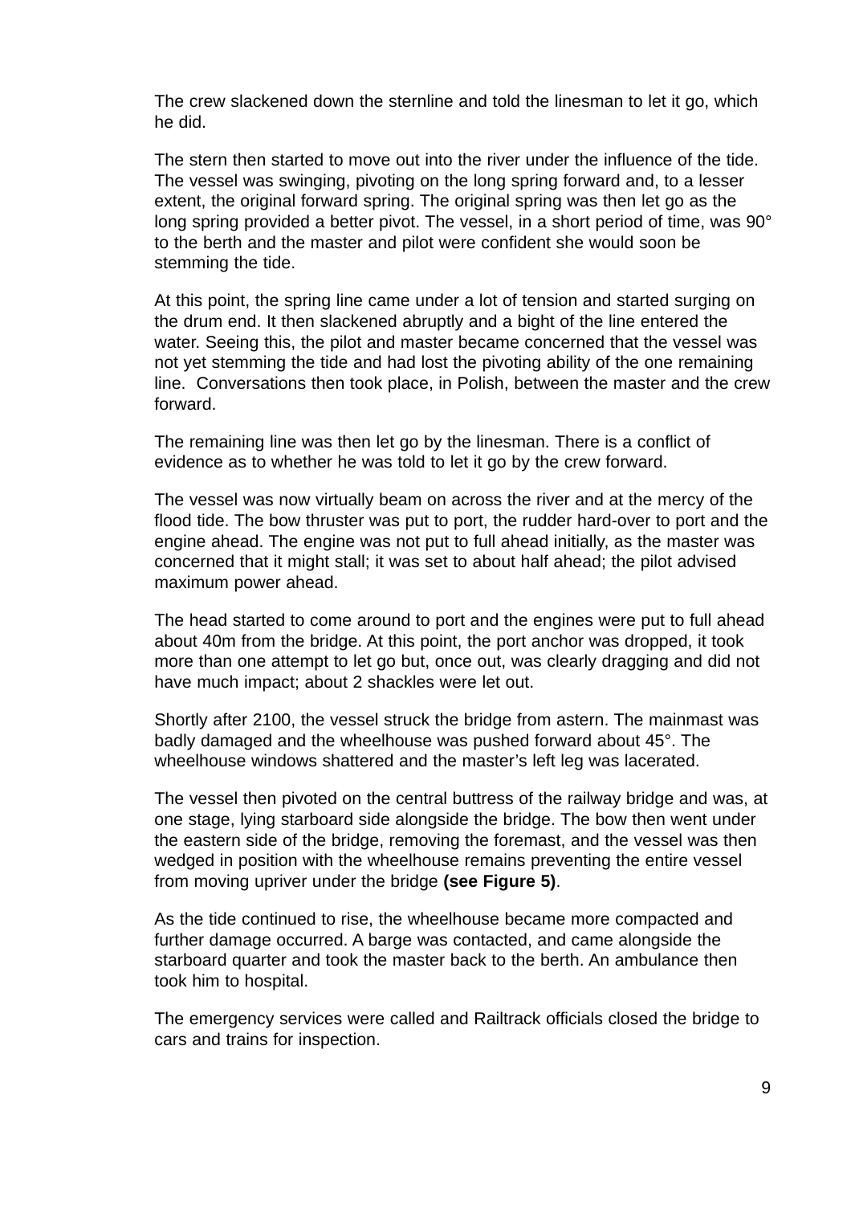The crew slackened down the sternline and told the linesman to let it go, which he did.

The stern then started to move out into the river under the influence of the tide. The vessel was swinging, pivoting on the long spring forward and, to a lesser extent, the original forward spring. The original spring was then let go as the long spring provided a better pivot. The vessel, in a short period of time, was 90° to the berth and the master and pilot were confident she would soon be stemming the tide.

At this point, the spring line came under a lot of tension and started surging on the drum end. It then slackened abruptly and a bight of the line entered the water. Seeing this, the pilot and master became concerned that the vessel was not yet stemming the tide and had lost the pivoting ability of the one remaining line. Conversations then took place, in Polish, between the master and the crew forward.

The remaining line was then let go by the linesman. There is a conflict of evidence as to whether he was told to let it go by the crew forward.

The vessel was now virtually beam on across the river and at the mercy of the flood tide. The bow thruster was put to port, the rudder hard-over to port and the engine ahead. The engine was not put to full ahead initially, as the master was concerned that it might stall; it was set to about half ahead; the pilot advised maximum power ahead.

The head started to come around to port and the engines were put to full ahead about 40m from the bridge. At this point, the port anchor was dropped, it took more than one attempt to let go but, once out, was clearly dragging and did not have much impact; about 2 shackles were let out.

Shortly after 2100, the vessel struck the bridge from astern. The mainmast was badly damaged and the wheelhouse was pushed forward about 45°. The wheelhouse windows shattered and the master's left leg was lacerated.

The vessel then pivoted on the central buttress of the railway bridge and was, at one stage, lying starboard side alongside the bridge. The bow then went under the eastern side of the bridge, removing the foremast, and the vessel was then wedged in position with the wheelhouse remains preventing the entire vessel from moving upriver under the bridge **(see Figure 5)**.

As the tide continued to rise, the wheelhouse became more compacted and further damage occurred. A barge was contacted, and came alongside the starboard quarter and took the master back to the berth. An ambulance then took him to hospital.

The emergency services were called and Railtrack officials closed the bridge to cars and trains for inspection.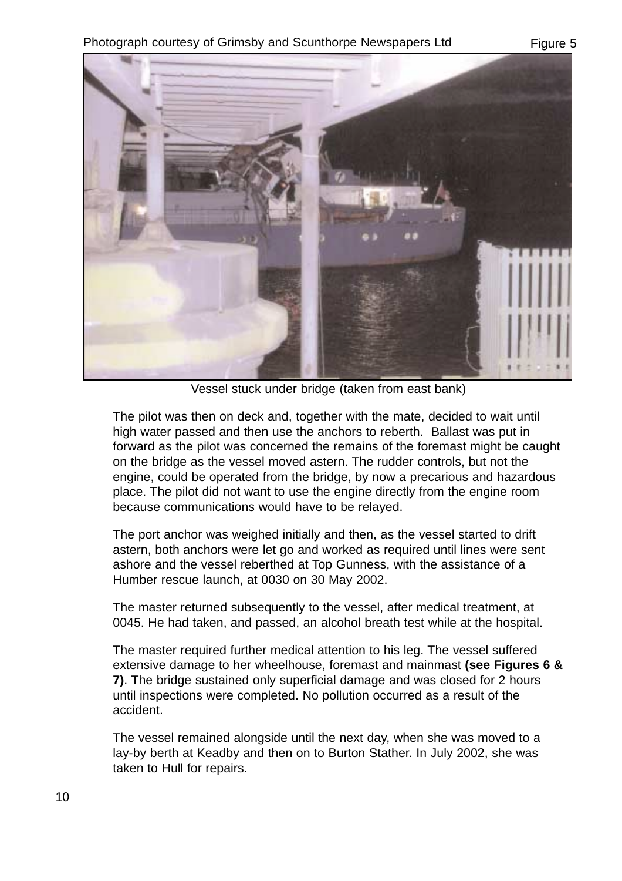Photograph courtesy of Grimsby and Scunthorpe Newspapers Ltd

Figure 5

Vessel stuck under bridge (taken from east bank)

The pilot was then on deck and, together with the mate, decided to wait until high water passed and then use the anchors to reberth. Ballast was put in forward as the pilot was concerned the remains of the foremast might be caught on the bridge as the vessel moved astern. The rudder controls, but not the engine, could be operated from the bridge, by now a precarious and hazardous place. The pilot did not want to use the engine directly from the engine room because communications would have to be relayed.

The port anchor was weighed initially and then, as the vessel started to drift astern, both anchors were let go and worked as required until lines were sent ashore and the vessel reberthed at Top Gunness, with the assistance of a Humber rescue launch, at 0030 on 30 May 2002.

The master returned subsequently to the vessel, after medical treatment, at 0045. He had taken, and passed, an alcohol breath test while at the hospital.

The master required further medical attention to his leg. The vessel suffered extensive damage to her wheelhouse, foremast and mainmast **(see Figures 6 & 7)**. The bridge sustained only superficial damage and was closed for 2 hours until inspections were completed. No pollution occurred as a result of the accident.

The vessel remained alongside until the next day, when she was moved to a lay-by berth at Keadby and then on to Burton Stather. In July 2002, she was taken to Hull for repairs.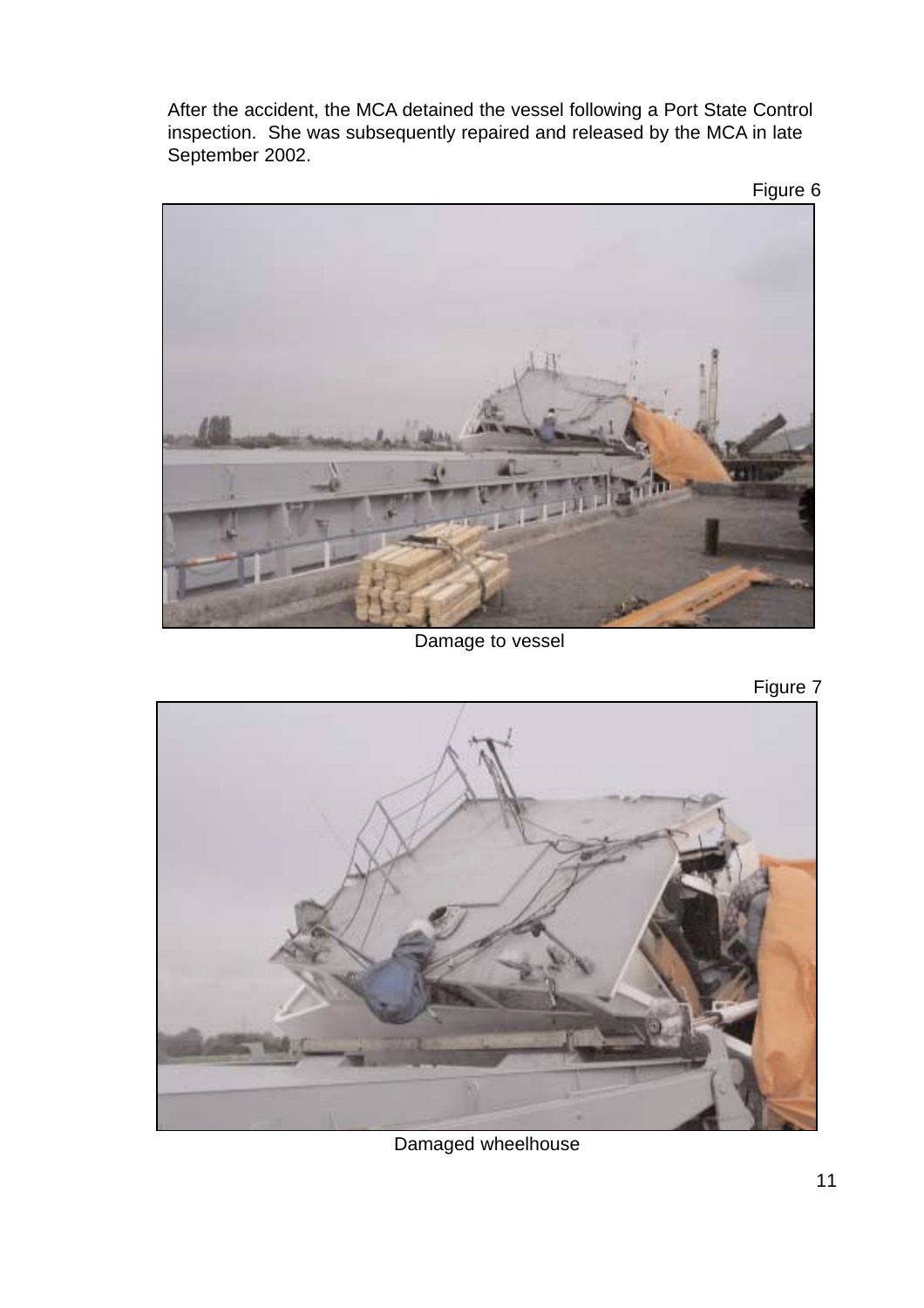After the accident, the MCA detained the vessel following a Port State Control inspection. She was subsequently repaired and released by the MCA in late September 2002.

Figure 6

Damage to vessel

Figure 7

Damaged wheelhouse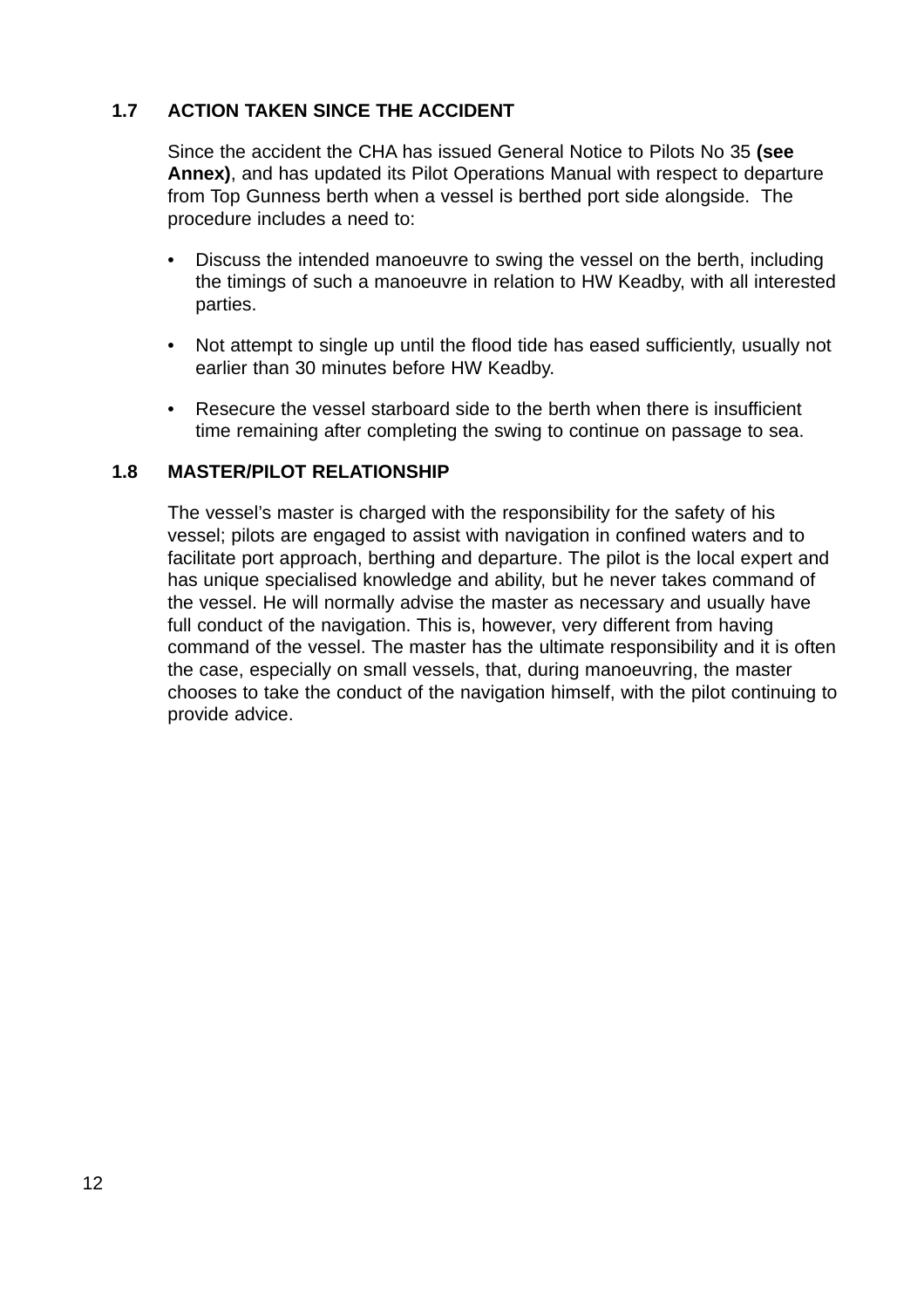### 1.7 ACTION TAKEN SINCE THE ACCIDENT

Since the accident the CHA has issued General Notice to Pilots No 35 **(see Annex)**, and has updated its Pilot Operations Manual with respect to departure from Top Gunness berth when a vessel is berthed port side alongside. The procedure includes a need to:

- Discuss the intended manoeuvre to swing the vessel on the berth, including the timings of such a manoeuvre in relation to HW Keadby, with all interested parties.
- Not attempt to single up until the flood tide has eased sufficiently, usually not earlier than 30 minutes before HW Keadby.
- Resecure the vessel starboard side to the berth when there is insufficient time remaining after completing the swing to continue on passage to sea.

### 1.8 MASTER/PILOT RELATIONSHIP

The vessel's master is charged with the responsibility for the safety of his vessel; pilots are engaged to assist with navigation in confined waters and to facilitate port approach, berthing and departure. The pilot is the local expert and has unique specialised knowledge and ability, but he never takes command of the vessel. He will normally advise the master as necessary and usually have full conduct of the navigation. This is, however, very different from having command of the vessel. The master has the ultimate responsibility and it is often the case, especially on small vessels, that, during manoeuvring, the master chooses to take the conduct of the navigation himself, with the pilot continuing to provide advice.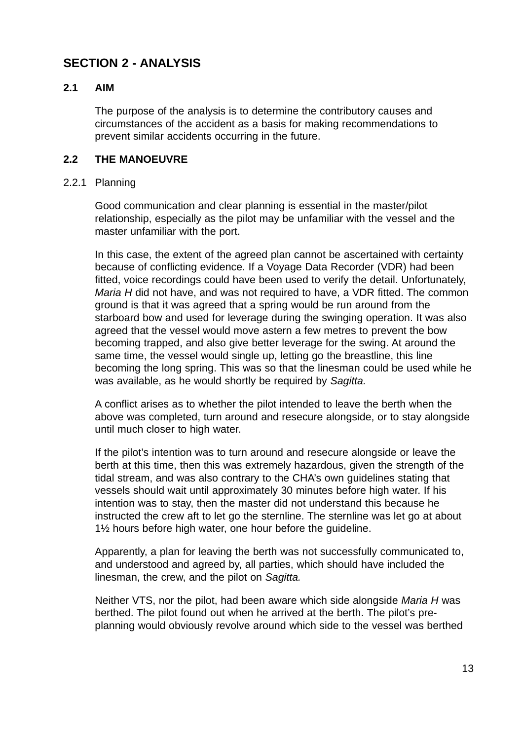## SECTION 2 - ANALYSIS

### 2.1 AIM

The purpose of the analysis is to determine the contributory causes and circumstances of the accident as a basis for making recommendations to prevent similar accidents occurring in the future.

### 2.2 THE MANOEUVRE

#### 2.2.1 Planning

Good communication and clear planning is essential in the master/pilot relationship, especially as the pilot may be unfamiliar with the vessel and the master unfamiliar with the port.

In this case, the extent of the agreed plan cannot be ascertained with certainty because of conflicting evidence. If a Voyage Data Recorder (VDR) had been fitted, voice recordings could have been used to verify the detail. Unfortunately, *Maria H* did not have, and was not required to have, a VDR fitted. The common ground is that it was agreed that a spring would be run around from the starboard bow and used for leverage during the swinging operation. It was also agreed that the vessel would move astern a few metres to prevent the bow becoming trapped, and also give better leverage for the swing. At around the same time, the vessel would single up, letting go the breastline, this line becoming the long spring. This was so that the linesman could be used while he was available, as he would shortly be required by *Sagitta.*

A conflict arises as to whether the pilot intended to leave the berth when the above was completed, turn around and resecure alongside, or to stay alongside until much closer to high water.

If the pilot's intention was to turn around and resecure alongside or leave the berth at this time, then this was extremely hazardous, given the strength of the tidal stream, and was also contrary to the CHA's own guidelines stating that vessels should wait until approximately 30 minutes before high water. If his intention was to stay, then the master did not understand this because he instructed the crew aft to let go the sternline. The sternline was let go at about 1½ hours before high water, one hour before the guideline.

Apparently, a plan for leaving the berth was not successfully communicated to, and understood and agreed by, all parties, which should have included the linesman, the crew, and the pilot on *Sagitta.*

Neither VTS, nor the pilot, had been aware which side alongside *Maria H* was berthed. The pilot found out when he arrived at the berth. The pilot's pre-planning would obviously revolve around which side to the vessel was berthed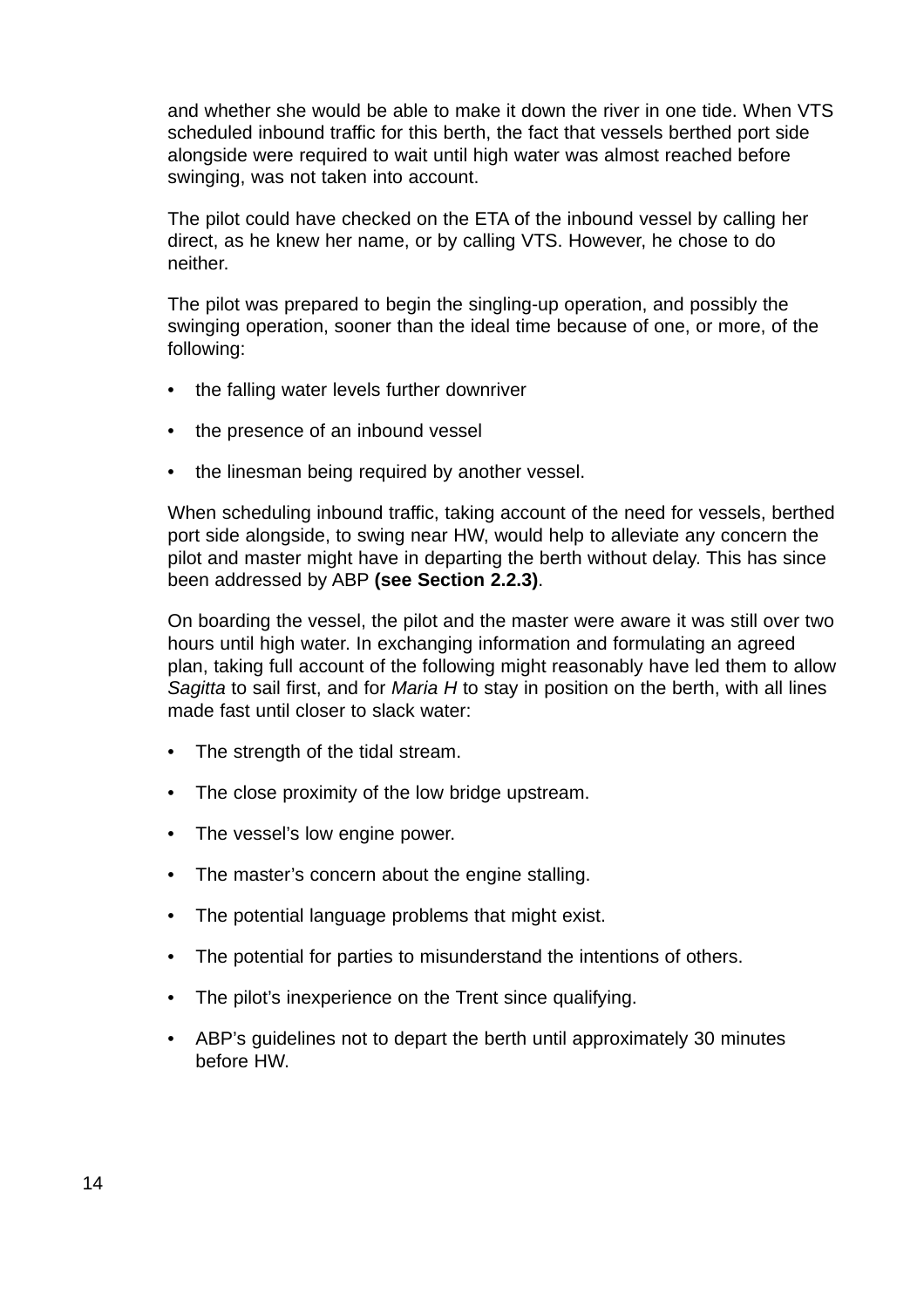and whether she would be able to make it down the river in one tide. When VTS scheduled inbound traffic for this berth, the fact that vessels berthed port side alongside were required to wait until high water was almost reached before swinging, was not taken into account.

The pilot could have checked on the ETA of the inbound vessel by calling her direct, as he knew her name, or by calling VTS. However, he chose to do neither.

The pilot was prepared to begin the singling-up operation, and possibly the swinging operation, sooner than the ideal time because of one, or more, of the following:

- the falling water levels further downriver
- the presence of an inbound vessel
- the linesman being required by another vessel.

When scheduling inbound traffic, taking account of the need for vessels, berthed port side alongside, to swing near HW, would help to alleviate any concern the pilot and master might have in departing the berth without delay. This has since been addressed by ABP **(see Section 2.2.3)**.

On boarding the vessel, the pilot and the master were aware it was still over two hours until high water. In exchanging information and formulating an agreed plan, taking full account of the following might reasonably have led them to allow *Sagitta* to sail first, and for *Maria H* to stay in position on the berth, with all lines made fast until closer to slack water:

- The strength of the tidal stream.
- The close proximity of the low bridge upstream.
- The vessel's low engine power.
- The master's concern about the engine stalling.
- The potential language problems that might exist.
- The potential for parties to misunderstand the intentions of others.
- The pilot's inexperience on the Trent since qualifying.
- ABP's guidelines not to depart the berth until approximately 30 minutes before HW.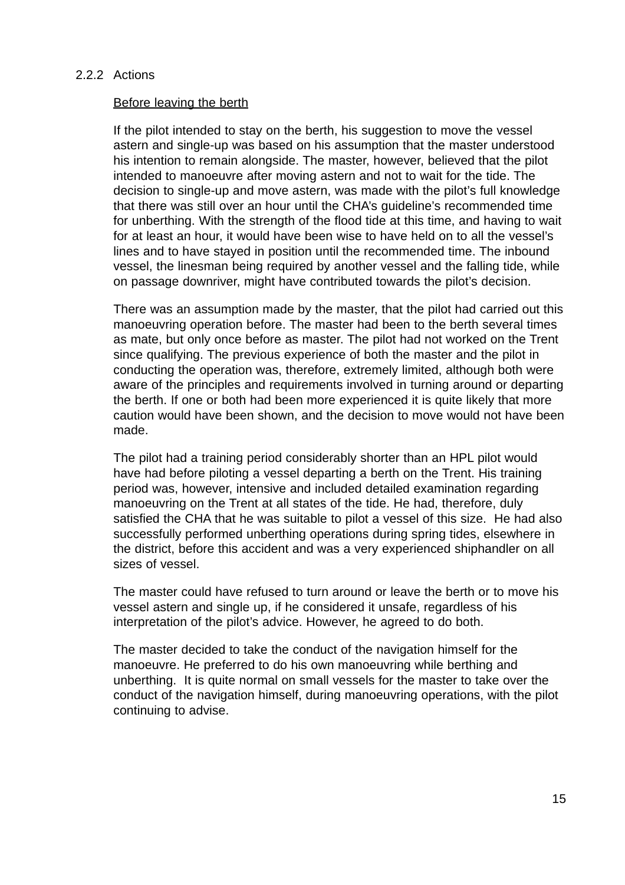#### 2.2.2 Actions

Before leaving the berth

If the pilot intended to stay on the berth, his suggestion to move the vessel astern and single-up was based on his assumption that the master understood his intention to remain alongside. The master, however, believed that the pilot intended to manoeuvre after moving astern and not to wait for the tide. The decision to single-up and move astern, was made with the pilot's full knowledge that there was still over an hour until the CHA's guideline's recommended time for unberthing. With the strength of the flood tide at this time, and having to wait for at least an hour, it would have been wise to have held on to all the vessel's lines and to have stayed in position until the recommended time. The inbound vessel, the linesman being required by another vessel and the falling tide, while on passage downriver, might have contributed towards the pilot's decision.

There was an assumption made by the master, that the pilot had carried out this manoeuvring operation before. The master had been to the berth several times as mate, but only once before as master. The pilot had not worked on the Trent since qualifying. The previous experience of both the master and the pilot in conducting the operation was, therefore, extremely limited, although both were aware of the principles and requirements involved in turning around or departing the berth. If one or both had been more experienced it is quite likely that more caution would have been shown, and the decision to move would not have been made.

The pilot had a training period considerably shorter than an HPL pilot would have had before piloting a vessel departing a berth on the Trent. His training period was, however, intensive and included detailed examination regarding manoeuvring on the Trent at all states of the tide. He had, therefore, duly satisfied the CHA that he was suitable to pilot a vessel of this size. He had also successfully performed unberthing operations during spring tides, elsewhere in the district, before this accident and was a very experienced shiphandler on all sizes of vessel.

The master could have refused to turn around or leave the berth or to move his vessel astern and single up, if he considered it unsafe, regardless of his interpretation of the pilot's advice. However, he agreed to do both.

The master decided to take the conduct of the navigation himself for the manoeuvre. He preferred to do his own manoeuvring while berthing and unberthing. It is quite normal on small vessels for the master to take over the conduct of the navigation himself, during manoeuvring operations, with the pilot continuing to advise.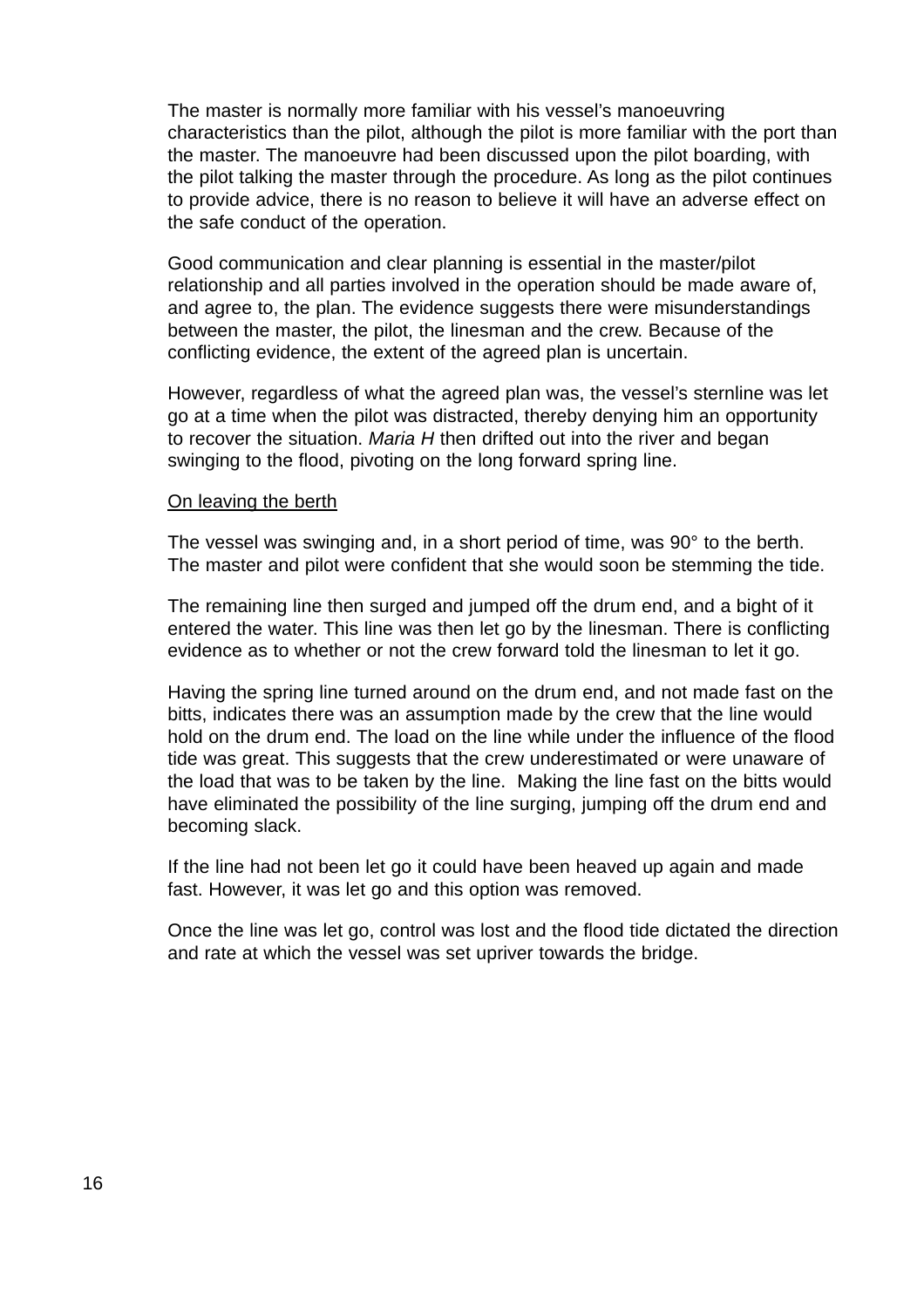The master is normally more familiar with his vessel's manoeuvring characteristics than the pilot, although the pilot is more familiar with the port than the master. The manoeuvre had been discussed upon the pilot boarding, with the pilot talking the master through the procedure. As long as the pilot continues to provide advice, there is no reason to believe it will have an adverse effect on the safe conduct of the operation.

Good communication and clear planning is essential in the master/pilot relationship and all parties involved in the operation should be made aware of, and agree to, the plan. The evidence suggests there were misunderstandings between the master, the pilot, the linesman and the crew. Because of the conflicting evidence, the extent of the agreed plan is uncertain.

However, regardless of what the agreed plan was, the vessel's sternline was let go at a time when the pilot was distracted, thereby denying him an opportunity to recover the situation. *Maria H* then drifted out into the river and began swinging to the flood, pivoting on the long forward spring line.

<u>On leaving the berth</u>

The vessel was swinging and, in a short period of time, was 90° to the berth. The master and pilot were confident that she would soon be stemming the tide.

The remaining line then surged and jumped off the drum end, and a bight of it entered the water. This line was then let go by the linesman. There is conflicting evidence as to whether or not the crew forward told the linesman to let it go.

Having the spring line turned around on the drum end, and not made fast on the bitts, indicates there was an assumption made by the crew that the line would hold on the drum end. The load on the line while under the influence of the flood tide was great. This suggests that the crew underestimated or were unaware of the load that was to be taken by the line. Making the line fast on the bitts would have eliminated the possibility of the line surging, jumping off the drum end and becoming slack.

If the line had not been let go it could have been heaved up again and made fast. However, it was let go and this option was removed.

Once the line was let go, control was lost and the flood tide dictated the direction and rate at which the vessel was set upriver towards the bridge.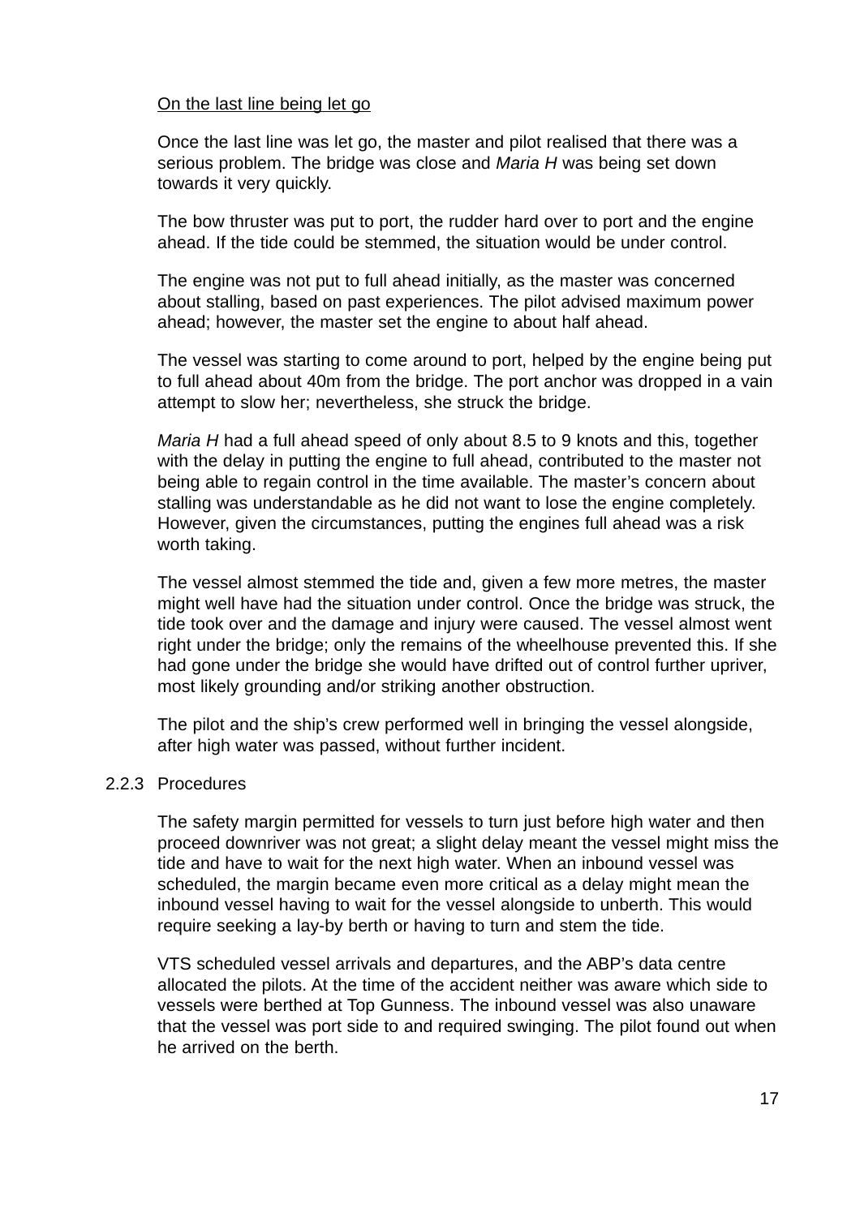On the last line being let go

Once the last line was let go, the master and pilot realised that there was a serious problem. The bridge was close and *Maria H* was being set down towards it very quickly.

The bow thruster was put to port, the rudder hard over to port and the engine ahead. If the tide could be stemmed, the situation would be under control.

The engine was not put to full ahead initially, as the master was concerned about stalling, based on past experiences. The pilot advised maximum power ahead; however, the master set the engine to about half ahead.

The vessel was starting to come around to port, helped by the engine being put to full ahead about 40m from the bridge. The port anchor was dropped in a vain attempt to slow her; nevertheless, she struck the bridge.

*Maria H* had a full ahead speed of only about 8.5 to 9 knots and this, together with the delay in putting the engine to full ahead, contributed to the master not being able to regain control in the time available. The master's concern about stalling was understandable as he did not want to lose the engine completely. However, given the circumstances, putting the engines full ahead was a risk worth taking.

The vessel almost stemmed the tide and, given a few more metres, the master might well have had the situation under control. Once the bridge was struck, the tide took over and the damage and injury were caused. The vessel almost went right under the bridge; only the remains of the wheelhouse prevented this. If she had gone under the bridge she would have drifted out of control further upriver, most likely grounding and/or striking another obstruction.

The pilot and the ship's crew performed well in bringing the vessel alongside, after high water was passed, without further incident.

### 2.2.3 Procedures

The safety margin permitted for vessels to turn just before high water and then proceed downriver was not great; a slight delay meant the vessel might miss the tide and have to wait for the next high water. When an inbound vessel was scheduled, the margin became even more critical as a delay might mean the inbound vessel having to wait for the vessel alongside to unberth. This would require seeking a lay-by berth or having to turn and stem the tide.

VTS scheduled vessel arrivals and departures, and the ABP's data centre allocated the pilots. At the time of the accident neither was aware which side to vessels were berthed at Top Gunness. The inbound vessel was also unaware that the vessel was port side to and required swinging. The pilot found out when he arrived on the berth.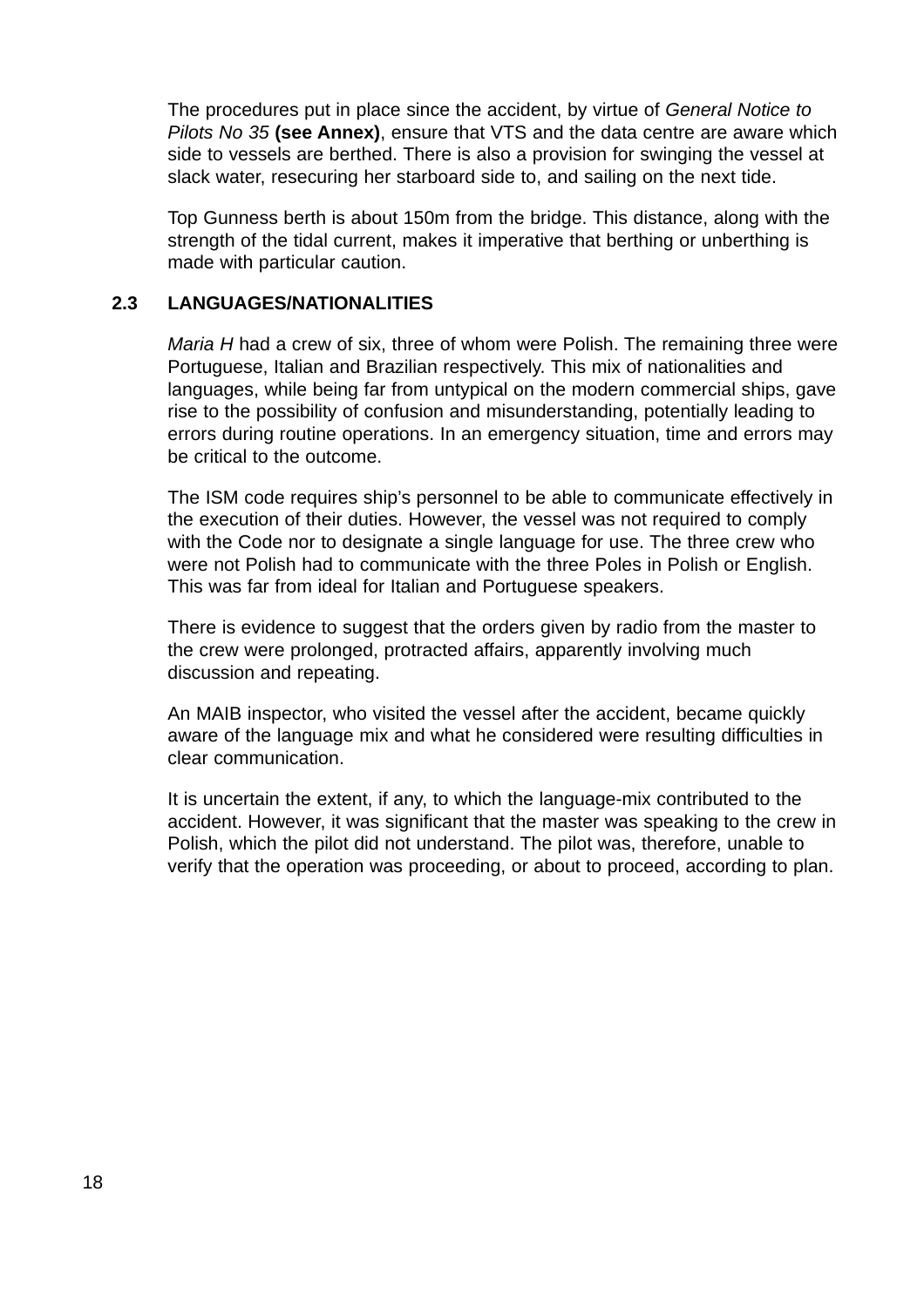The procedures put in place since the accident, by virtue of *General Notice to Pilots No 35* **(see Annex)**, ensure that VTS and the data centre are aware which side to vessels are berthed. There is also a provision for swinging the vessel at slack water, resecuring her starboard side to, and sailing on the next tide.

Top Gunness berth is about 150m from the bridge. This distance, along with the strength of the tidal current, makes it imperative that berthing or unberthing is made with particular caution.

## 2.3 LANGUAGES/NATIONALITIES

*Maria H* had a crew of six, three of whom were Polish. The remaining three were Portuguese, Italian and Brazilian respectively. This mix of nationalities and languages, while being far from untypical on the modern commercial ships, gave rise to the possibility of confusion and misunderstanding, potentially leading to errors during routine operations. In an emergency situation, time and errors may be critical to the outcome.

The ISM code requires ship's personnel to be able to communicate effectively in the execution of their duties. However, the vessel was not required to comply with the Code nor to designate a single language for use. The three crew who were not Polish had to communicate with the three Poles in Polish or English. This was far from ideal for Italian and Portuguese speakers.

There is evidence to suggest that the orders given by radio from the master to the crew were prolonged, protracted affairs, apparently involving much discussion and repeating.

An MAIB inspector, who visited the vessel after the accident, became quickly aware of the language mix and what he considered were resulting difficulties in clear communication.

It is uncertain the extent, if any, to which the language-mix contributed to the accident. However, it was significant that the master was speaking to the crew in Polish, which the pilot did not understand. The pilot was, therefore, unable to verify that the operation was proceeding, or about to proceed, according to plan.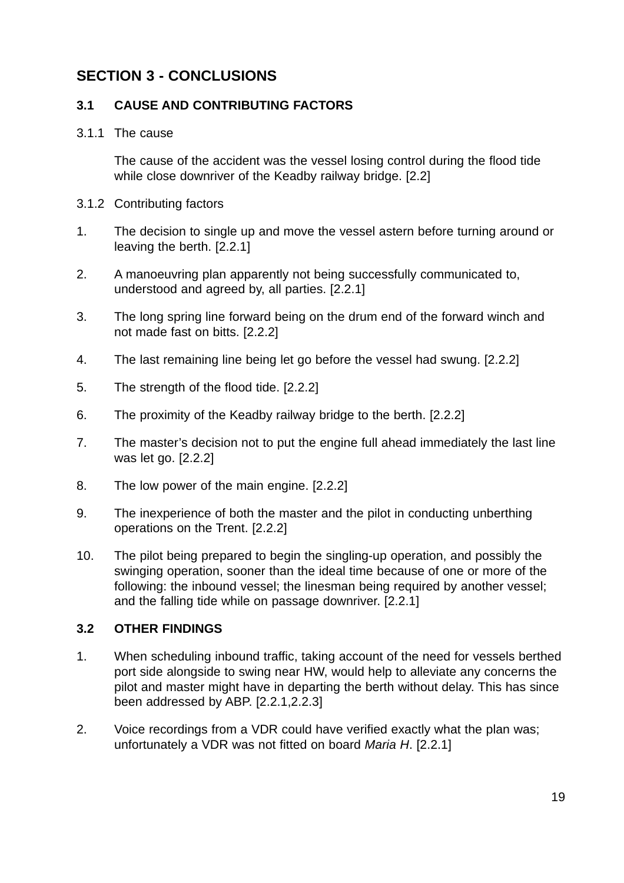## SECTION 3 - CONCLUSIONS

### 3.1 CAUSE AND CONTRIBUTING FACTORS

3.1.1 The cause

The cause of the accident was the vessel losing control during the flood tide while close downriver of the Keadby railway bridge. [2.2]

3.1.2 Contributing factors

1. The decision to single up and move the vessel astern before turning around or leaving the berth. [2.2.1]
2. A manoeuvring plan apparently not being successfully communicated to, understood and agreed by, all parties. [2.2.1]
3. The long spring line forward being on the drum end of the forward winch and not made fast on bitts. [2.2.2]
4. The last remaining line being let go before the vessel had swung. [2.2.2]
5. The strength of the flood tide. [2.2.2]
6. The proximity of the Keadby railway bridge to the berth. [2.2.2]
7. The master's decision not to put the engine full ahead immediately the last line was let go. [2.2.2]
8. The low power of the main engine. [2.2.2]
9. The inexperience of both the master and the pilot in conducting unberthing operations on the Trent. [2.2.2]
10. The pilot being prepared to begin the singling-up operation, and possibly the swinging operation, sooner than the ideal time because of one or more of the following: the inbound vessel; the linesman being required by another vessel; and the falling tide while on passage downriver. [2.2.1]

### 3.2 OTHER FINDINGS

1. When scheduling inbound traffic, taking account of the need for vessels berthed port side alongside to swing near HW, would help to alleviate any concerns the pilot and master might have in departing the berth without delay. This has since been addressed by ABP. [2.2.1,2.2.3]
2. Voice recordings from a VDR could have verified exactly what the plan was; unfortunately a VDR was not fitted on board *Maria H*. [2.2.1]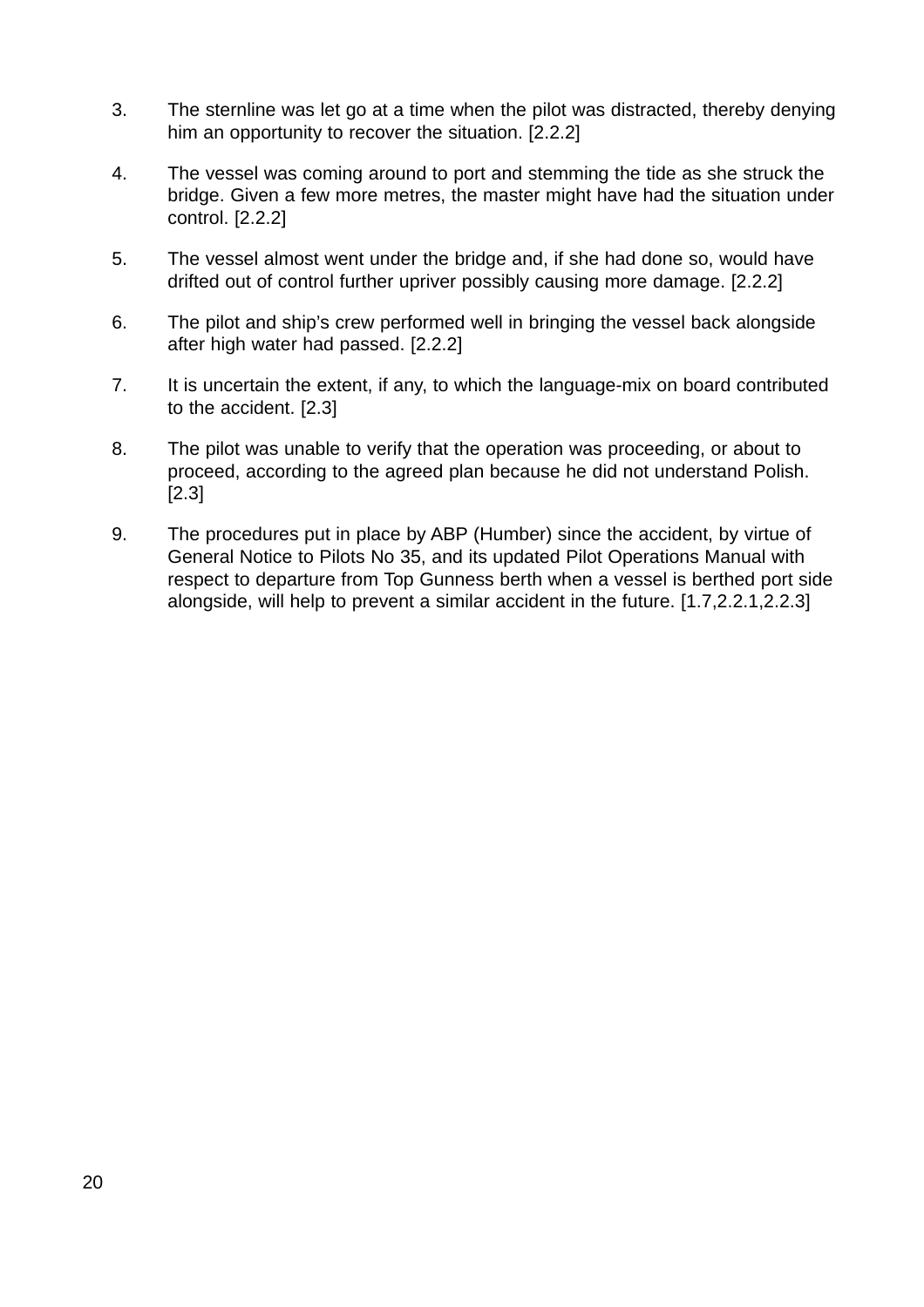3. The sternline was let go at a time when the pilot was distracted, thereby denying him an opportunity to recover the situation. [2.2.2]

4. The vessel was coming around to port and stemming the tide as she struck the bridge. Given a few more metres, the master might have had the situation under control. [2.2.2]

5. The vessel almost went under the bridge and, if she had done so, would have drifted out of control further upriver possibly causing more damage. [2.2.2]

6. The pilot and ship's crew performed well in bringing the vessel back alongside after high water had passed. [2.2.2]

7. It is uncertain the extent, if any, to which the language-mix on board contributed to the accident. [2.3]

8. The pilot was unable to verify that the operation was proceeding, or about to proceed, according to the agreed plan because he did not understand Polish. [2.3]

9. The procedures put in place by ABP (Humber) since the accident, by virtue of General Notice to Pilots No 35, and its updated Pilot Operations Manual with respect to departure from Top Gunness berth when a vessel is berthed port side alongside, will help to prevent a similar accident in the future. [1.7,2.2.1,2.2.3]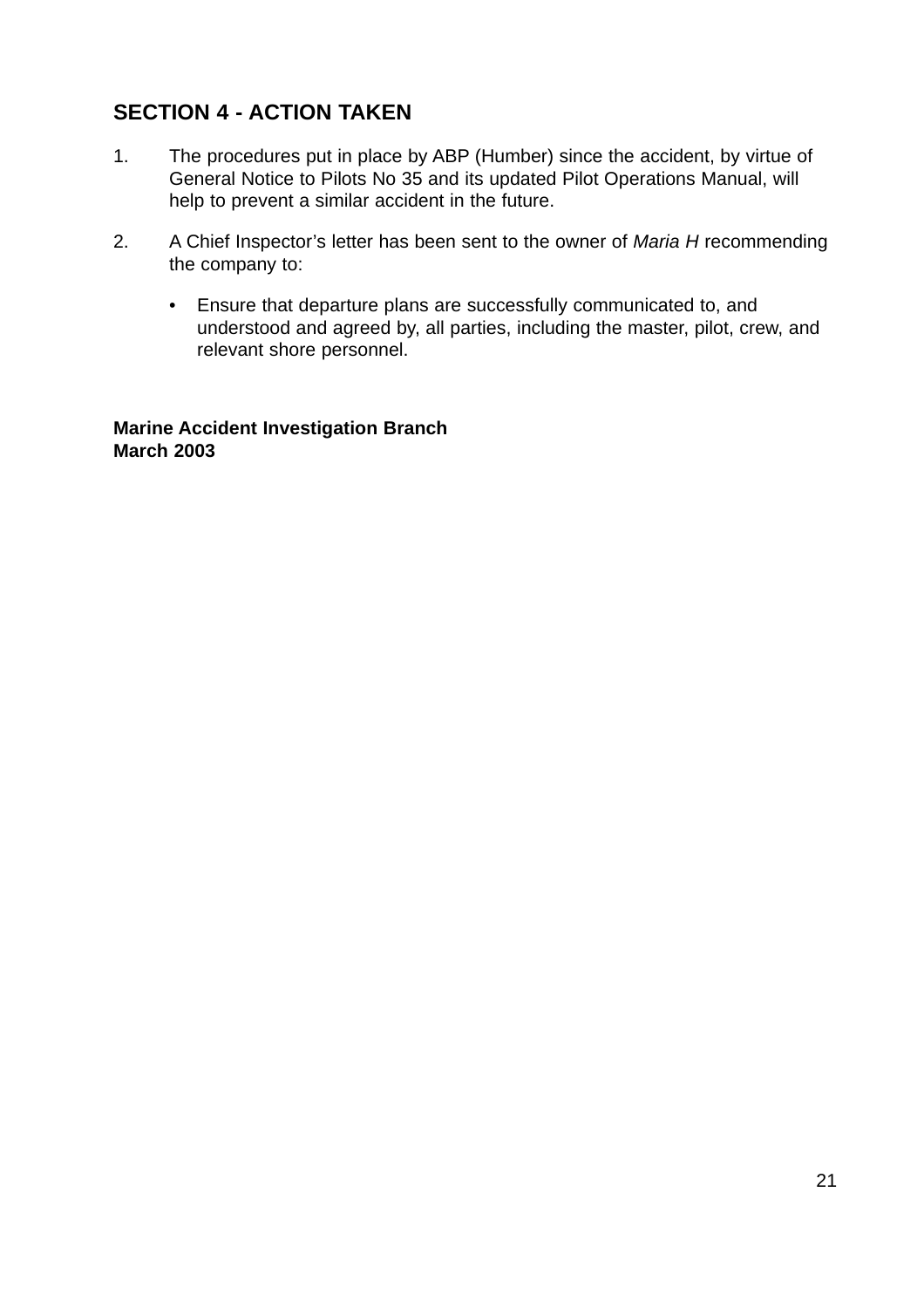## SECTION 4 - ACTION TAKEN

1. The procedures put in place by ABP (Humber) since the accident, by virtue of General Notice to Pilots No 35 and its updated Pilot Operations Manual, will help to prevent a similar accident in the future.

2. A Chief Inspector's letter has been sent to the owner of *Maria H* recommending the company to:

   - Ensure that departure plans are successfully communicated to, and understood and agreed by, all parties, including the master, pilot, crew, and relevant shore personnel.

**Marine Accident Investigation Branch**
**March 2003**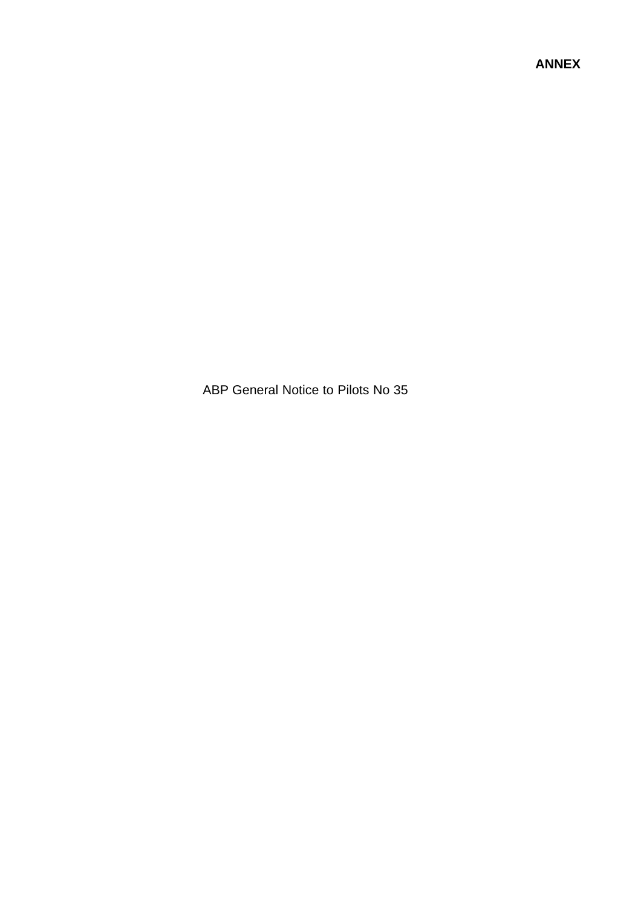**ANNEX**

ABP General Notice to Pilots No 35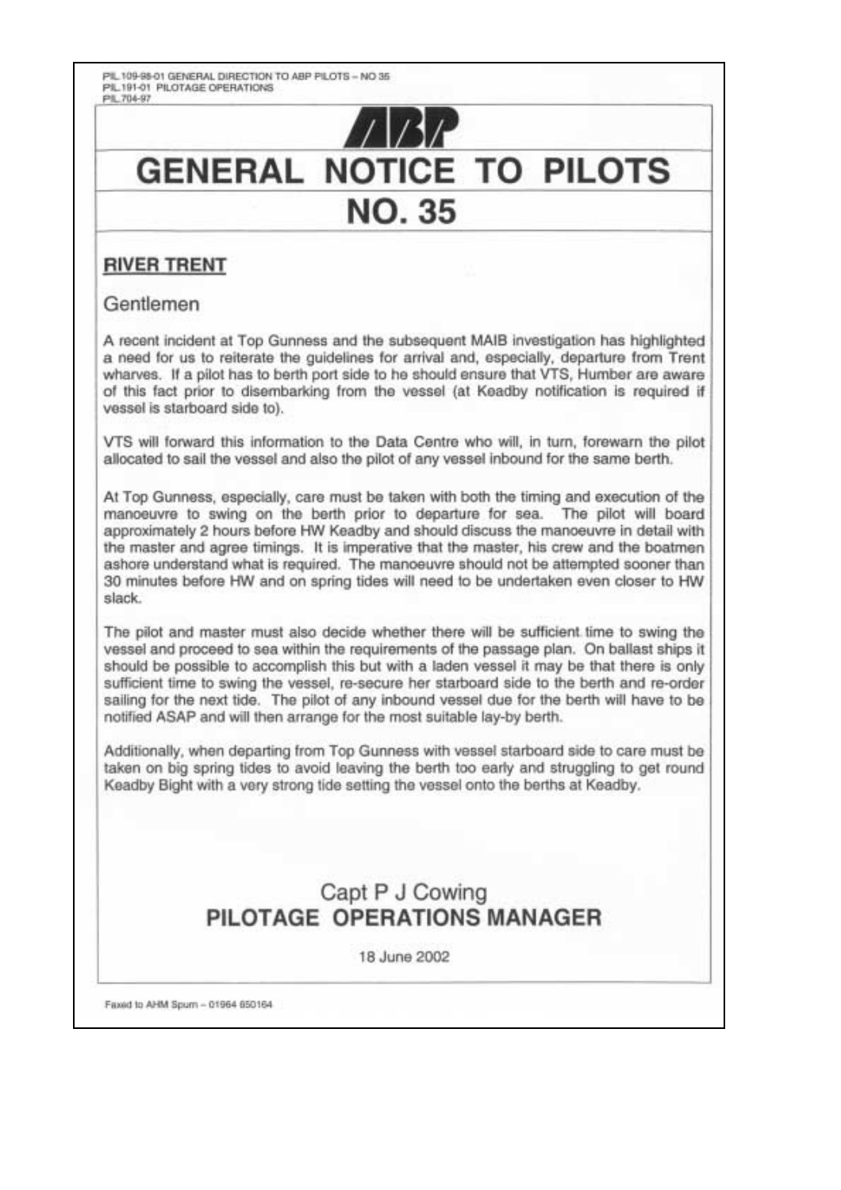PIL 109-98-01 GENERAL DIRECTION TO ABP PILOTS – NO 35
PIL 191-01 PILOTAGE OPERATIONS
PIL 704-97

ABP

# GENERAL NOTICE TO PILOTS
# NO. 35

## RIVER TRENT

Gentlemen

A recent incident at Top Gunness and the subsequent MAIB investigation has highlighted a need for us to reiterate the guidelines for arrival and, especially, departure from Trent wharves. If a pilot has to berth port side to he should ensure that VTS, Humber are aware of this fact prior to disembarking from the vessel (at Keadby notification is required if vessel is starboard side to).

VTS will forward this information to the Data Centre who will, in turn, forewarn the pilot allocated to sail the vessel and also the pilot of any vessel inbound for the same berth.

At Top Gunness, especially, care must be taken with both the timing and execution of the manoeuvre to swing on the berth prior to departure for sea. The pilot will board approximately 2 hours before HW Keadby and should discuss the manoeuvre in detail with the master and agree timings. It is imperative that the master, his crew and the boatmen ashore understand what is required. The manoeuvre should not be attempted sooner than 30 minutes before HW and on spring tides will need to be undertaken even closer to HW slack.

The pilot and master must also decide whether there will be sufficient time to swing the vessel and proceed to sea within the requirements of the passage plan. On ballast ships it should be possible to accomplish this but with a laden vessel it may be that there is only sufficient time to swing the vessel, re-secure her starboard side to the berth and re-order sailing for the next tide. The pilot of any inbound vessel due for the berth will have to be notified ASAP and will then arrange for the most suitable lay-by berth.

Additionally, when departing from Top Gunness with vessel starboard side to care must be taken on big spring tides to avoid leaving the berth too early and struggling to get round Keadby Bight with a very strong tide setting the vessel onto the berths at Keadby.

Capt P J Cowing
**PILOTAGE OPERATIONS MANAGER**

18 June 2002

Faxed to AHM Spurn – 01964 650164